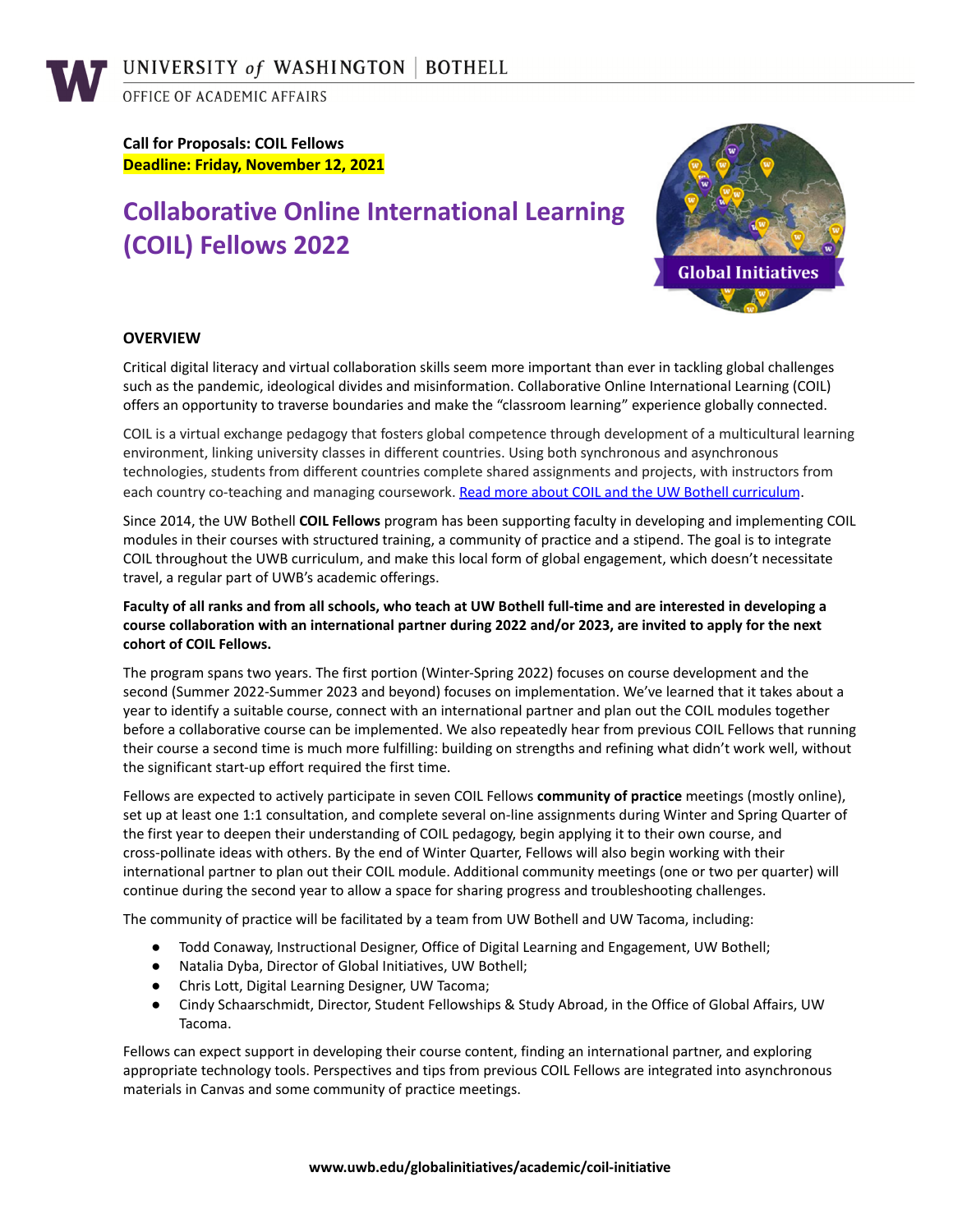UNIVERSITY of WASHINGTON | BOTHELL

OFFICE OF ACADEMIC AFFAIRS

**Call for Proposals: COIL Fellows**
**Deadline: Friday, November 12, 2021**

# Collaborative Online International Learning (COIL) Fellows 2022

## OVERVIEW

Critical digital literacy and virtual collaboration skills seem more important than ever in tackling global challenges such as the pandemic, ideological divides and misinformation. Collaborative Online International Learning (COIL) offers an opportunity to traverse boundaries and make the "classroom learning" experience globally connected.

COIL is a virtual exchange pedagogy that fosters global competence through development of a multicultural learning environment, linking university classes in different countries. Using both synchronous and asynchronous technologies, students from different countries complete shared assignments and projects, with instructors from each country co-teaching and managing coursework. Read more about COIL and the UW Bothell curriculum.

Since 2014, the UW Bothell **COIL Fellows** program has been supporting faculty in developing and implementing COIL modules in their courses with structured training, a community of practice and a stipend. The goal is to integrate COIL throughout the UWB curriculum, and make this local form of global engagement, which doesn't necessitate travel, a regular part of UWB's academic offerings.

**Faculty of all ranks and from all schools, who teach at UW Bothell full-time and are interested in developing a course collaboration with an international partner during 2022 and/or 2023, are invited to apply for the next cohort of COIL Fellows.**

The program spans two years. The first portion (Winter-Spring 2022) focuses on course development and the second (Summer 2022-Summer 2023 and beyond) focuses on implementation. We've learned that it takes about a year to identify a suitable course, connect with an international partner and plan out the COIL modules together before a collaborative course can be implemented. We also repeatedly hear from previous COIL Fellows that running their course a second time is much more fulfilling: building on strengths and refining what didn't work well, without the significant start-up effort required the first time.

Fellows are expected to actively participate in seven COIL Fellows **community of practice** meetings (mostly online), set up at least one 1:1 consultation, and complete several on-line assignments during Winter and Spring Quarter of the first year to deepen their understanding of COIL pedagogy, begin applying it to their own course, and cross-pollinate ideas with others. By the end of Winter Quarter, Fellows will also begin working with their international partner to plan out their COIL module. Additional community meetings (one or two per quarter) will continue during the second year to allow a space for sharing progress and troubleshooting challenges.

The community of practice will be facilitated by a team from UW Bothell and UW Tacoma, including:

- Todd Conaway, Instructional Designer, Office of Digital Learning and Engagement, UW Bothell;
- Natalia Dyba, Director of Global Initiatives, UW Bothell;
- Chris Lott, Digital Learning Designer, UW Tacoma;
- Cindy Schaarschmidt, Director, Student Fellowships & Study Abroad, in the Office of Global Affairs, UW Tacoma.

Fellows can expect support in developing their course content, finding an international partner, and exploring appropriate technology tools. Perspectives and tips from previous COIL Fellows are integrated into asynchronous materials in Canvas and some community of practice meetings.

**www.uwb.edu/globalinitiatives/academic/coil-initiative**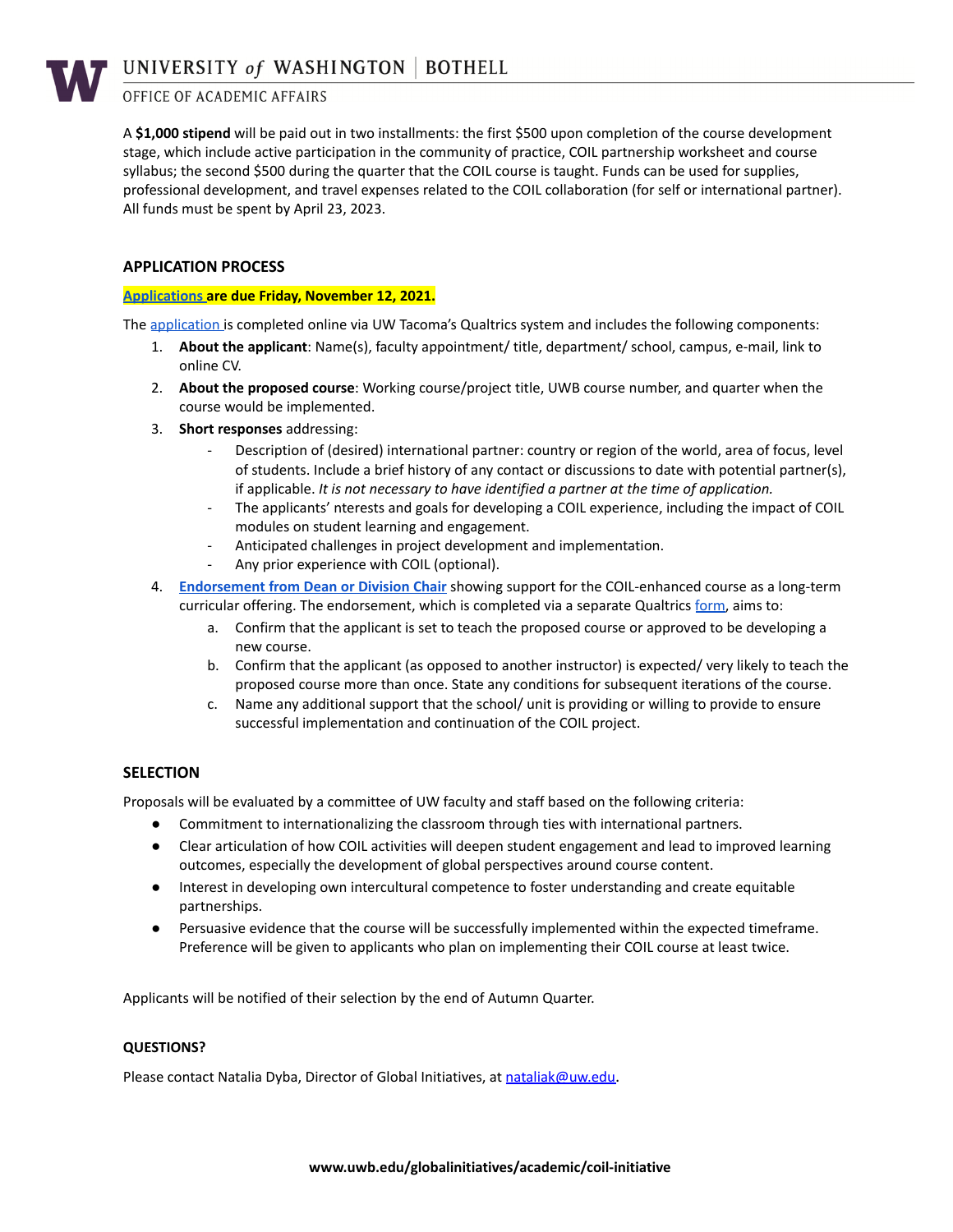A **$1,000 stipend** will be paid out in two installments: the first $500 upon completion of the course development stage, which include active participation in the community of practice, COIL partnership worksheet and course syllabus; the second $500 during the quarter that the COIL course is taught. Funds can be used for supplies, professional development, and travel expenses related to the COIL collaboration (for self or international partner). All funds must be spent by April 23, 2023.

## APPLICATION PROCESS

**Applications are due Friday, November 12, 2021.**

The application is completed online via UW Tacoma's Qualtrics system and includes the following components:

1. **About the applicant**: Name(s), faculty appointment/ title, department/ school, campus, e-mail, link to online CV.
2. **About the proposed course**: Working course/project title, UWB course number, and quarter when the course would be implemented.
3. **Short responses** addressing:
   - Description of (desired) international partner: country or region of the world, area of focus, level of students. Include a brief history of any contact or discussions to date with potential partner(s), if applicable. *It is not necessary to have identified a partner at the time of application.*
   - The applicants' nterests and goals for developing a COIL experience, including the impact of COIL modules on student learning and engagement.
   - Anticipated challenges in project development and implementation.
   - Any prior experience with COIL (optional).
4. **Endorsement from Dean or Division Chair** showing support for the COIL-enhanced course as a long-term curricular offering. The endorsement, which is completed via a separate Qualtrics form, aims to:
   a. Confirm that the applicant is set to teach the proposed course or approved to be developing a new course.
   b. Confirm that the applicant (as opposed to another instructor) is expected/ very likely to teach the proposed course more than once. State any conditions for subsequent iterations of the course.
   c. Name any additional support that the school/ unit is providing or willing to provide to ensure successful implementation and continuation of the COIL project.

## SELECTION

Proposals will be evaluated by a committee of UW faculty and staff based on the following criteria:

- Commitment to internationalizing the classroom through ties with international partners.
- Clear articulation of how COIL activities will deepen student engagement and lead to improved learning outcomes, especially the development of global perspectives around course content.
- Interest in developing own intercultural competence to foster understanding and create equitable partnerships.
- Persuasive evidence that the course will be successfully implemented within the expected timeframe. Preference will be given to applicants who plan on implementing their COIL course at least twice.

Applicants will be notified of their selection by the end of Autumn Quarter.

## QUESTIONS?

Please contact Natalia Dyba, Director of Global Initiatives, at nataliak@uw.edu.

**www.uwb.edu/globalinitiatives/academic/coil-initiative**